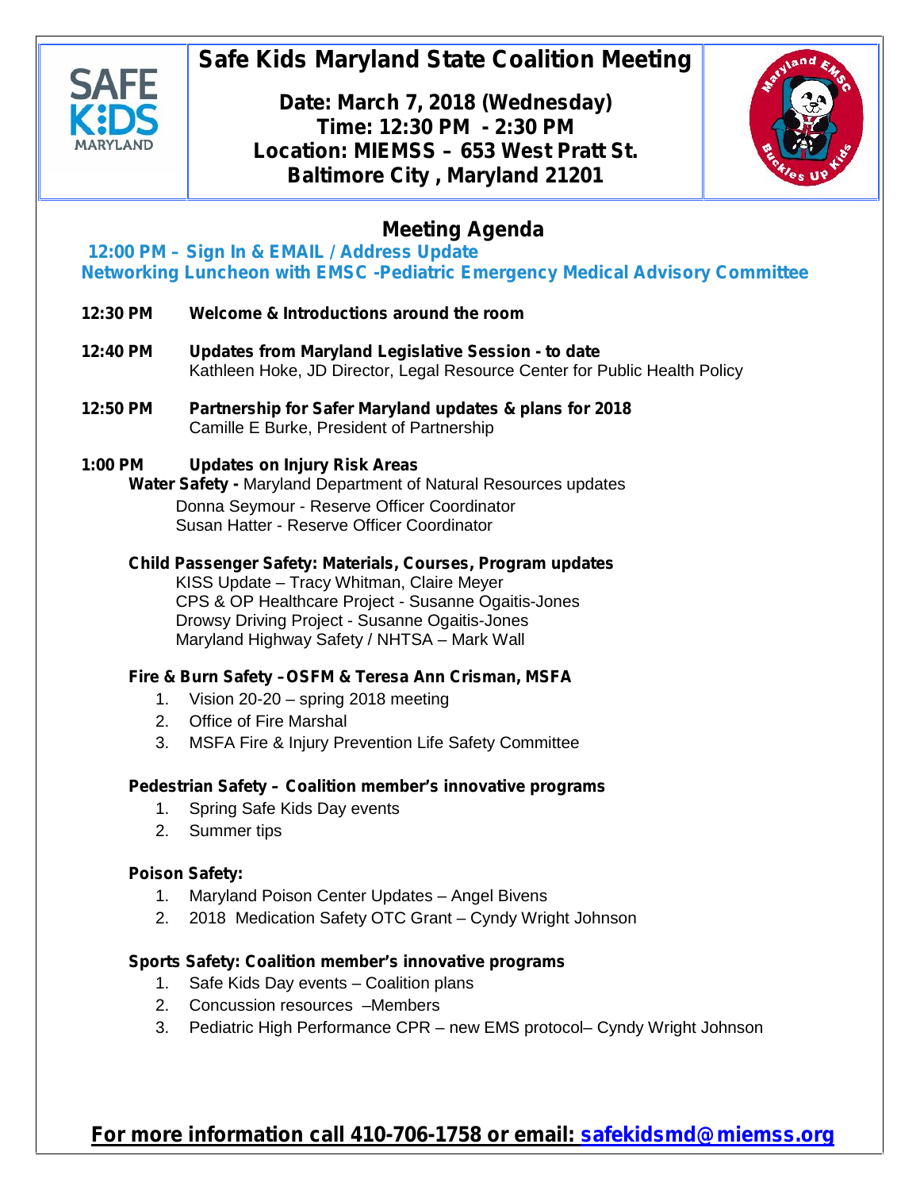# Safe Kids Maryland State Coalition Meeting

**Date: March 7, 2018 (Wednesday)**
**Time: 12:30 PM - 2:30 PM**
**Location: MIEMSS – 653 West Pratt St.**
**Baltimore City , Maryland 21201**

## Meeting Agenda

**12:00 PM – Sign In & EMAIL / Address Update**
**Networking Luncheon with EMSC -Pediatric Emergency Medical Advisory Committee**

**12:30 PM** **Welcome & Introductions around the room**

**12:40 PM** **Updates from Maryland Legislative Session - to date**
Kathleen Hoke, JD Director, Legal Resource Center for Public Health Policy

**12:50 PM** **Partnership for Safer Maryland updates & plans for 2018**
Camille E Burke, President of Partnership

**1:00 PM** **Updates on Injury Risk Areas**

**Water Safety -** Maryland Department of Natural Resources updates
Donna Seymour - Reserve Officer Coordinator
Susan Hatter - Reserve Officer Coordinator

**Child Passenger Safety: Materials, Courses, Program updates**
KISS Update – Tracy Whitman, Claire Meyer
CPS & OP Healthcare Project - Susanne Ogaitis-Jones
Drowsy Driving Project - Susanne Ogaitis-Jones
Maryland Highway Safety / NHTSA – Mark Wall

**Fire & Burn Safety –OSFM & Teresa Ann Crisman, MSFA**

1. Vision 20-20 – spring 2018 meeting
2. Office of Fire Marshal
3. MSFA Fire & Injury Prevention Life Safety Committee

**Pedestrian Safety – Coalition member's innovative programs**

1. Spring Safe Kids Day events
2. Summer tips

**Poison Safety:**

1. Maryland Poison Center Updates – Angel Bivens
2. 2018 Medication Safety OTC Grant – Cyndy Wright Johnson

**Sports Safety: Coalition member's innovative programs**

1. Safe Kids Day events – Coalition plans
2. Concussion resources –Members
3. Pediatric High Performance CPR – new EMS protocol– Cyndy Wright Johnson

**For more information call 410-706-1758 or email: safekidsmd@miemss.org**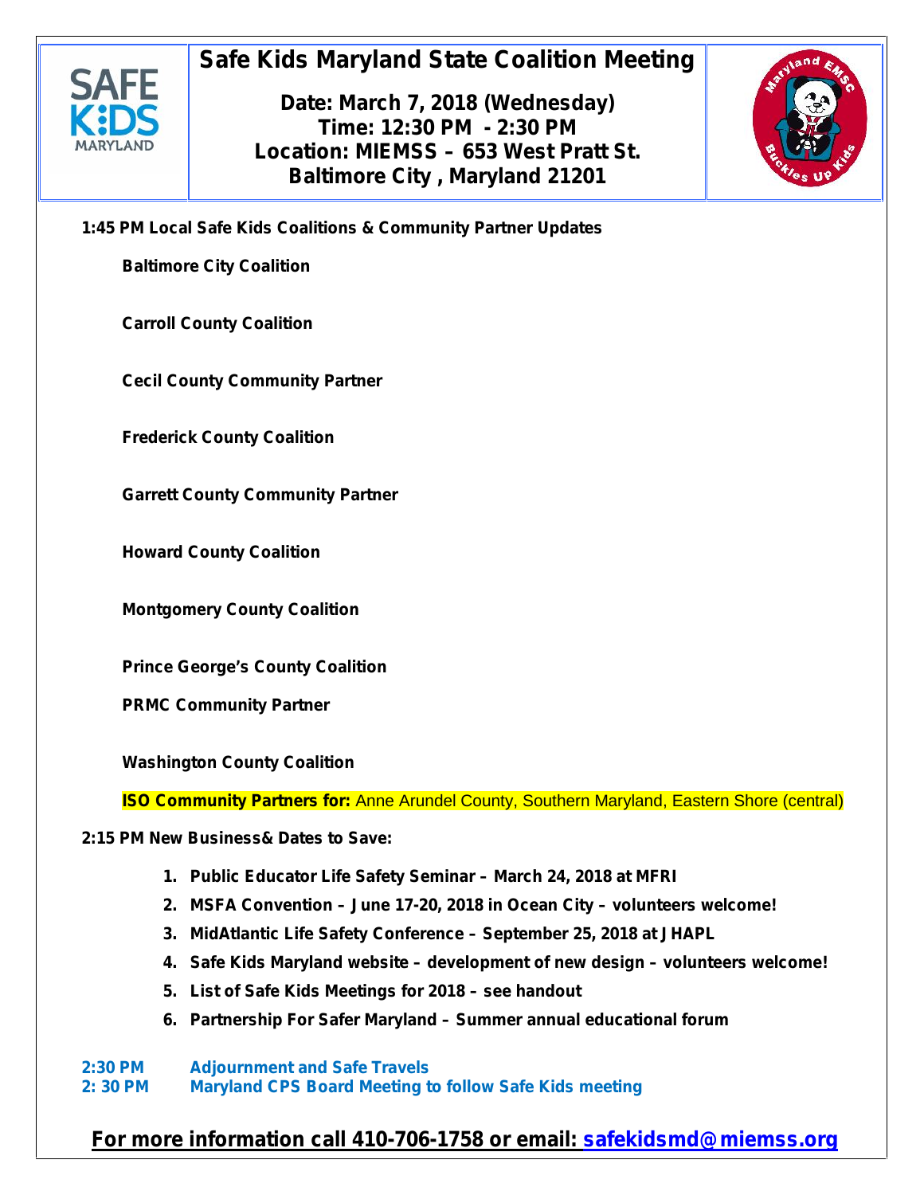# Safe Kids Maryland State Coalition Meeting

**Date: March 7, 2018 (Wednesday)**
**Time: 12:30 PM - 2:30 PM**
**Location: MIEMSS – 653 West Pratt St.**
**Baltimore City , Maryland 21201**

**1:45 PM Local Safe Kids Coalitions & Community Partner Updates**

**Baltimore City Coalition**

**Carroll County Coalition**

**Cecil County Community Partner**

**Frederick County Coalition**

**Garrett County Community Partner**

**Howard County Coalition**

**Montgomery County Coalition**

**Prince George's County Coalition**

**PRMC Community Partner**

**Washington County Coalition**

**ISO Community Partners for:** Anne Arundel County, Southern Maryland, Eastern Shore (central)

**2:15 PM New Business& Dates to Save:**

1. **Public Educator Life Safety Seminar – March 24, 2018 at MFRI**
2. **MSFA Convention – June 17-20, 2018 in Ocean City – volunteers welcome!**
3. **MidAtlantic Life Safety Conference – September 25, 2018 at JHAPL**
4. **Safe Kids Maryland website – development of new design – volunteers welcome!**
5. **List of Safe Kids Meetings for 2018 – see handout**
6. **Partnership For Safer Maryland – Summer annual educational forum**

**2:30 PM Adjournment and Safe Travels**
**2: 30 PM Maryland CPS Board Meeting to follow Safe Kids meeting**

**For more information call 410-706-1758 or email: safekidsmd@miemss.org**